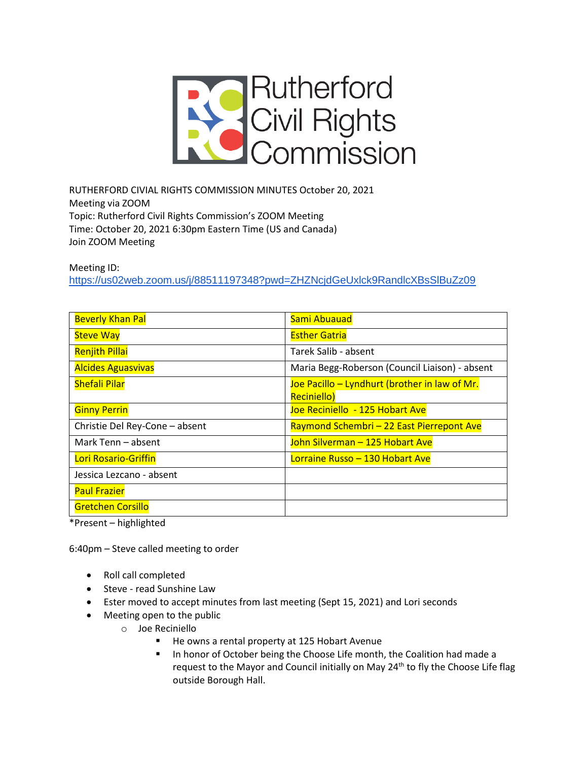# Rutherford Civil Rights Commission

RUTHERFORD CIVIAL RIGHTS COMMISSION MINUTES October 20, 2021
Meeting via ZOOM
Topic: Rutherford Civil Rights Commission's ZOOM Meeting
Time: October 20, 2021 6:30pm Eastern Time (US and Canada)
Join ZOOM Meeting

Meeting ID:
https://us02web.zoom.us/j/88511197348?pwd=ZHZNcjdGeUxlck9RandlcXBsSlBuZz09

| | |
|---|---|
| Beverly Khan Pal | Sami Abuauad |
| Steve Way | Esther Gatria |
| Renjith Pillai | Tarek Salib - absent |
| Alcides Aguasvivas | Maria Begg-Roberson (Council Liaison) - absent |
| Shefali Pilar | Joe Pacillo – Lyndhurt (brother in law of Mr. Reciniello) |
| Ginny Perrin | Joe Reciniello - 125 Hobart Ave |
| Christie Del Rey-Cone – absent | Raymond Schembri – 22 East Pierrepont Ave |
| Mark Tenn – absent | John Silverman – 125 Hobart Ave |
| Lori Rosario-Griffin | Lorraine Russo – 130 Hobart Ave |
| Jessica Lezcano - absent | |
| Paul Frazier | |
| Gretchen Corsillo | |

*Present – highlighted

6:40pm – Steve called meeting to order

- Roll call completed
- Steve - read Sunshine Law
- Ester moved to accept minutes from last meeting (Sept 15, 2021) and Lori seconds
- Meeting open to the public
  - Joe Reciniello
    - He owns a rental property at 125 Hobart Avenue
    - In honor of October being the Choose Life month, the Coalition had made a request to the Mayor and Council initially on May 24th to fly the Choose Life flag outside Borough Hall.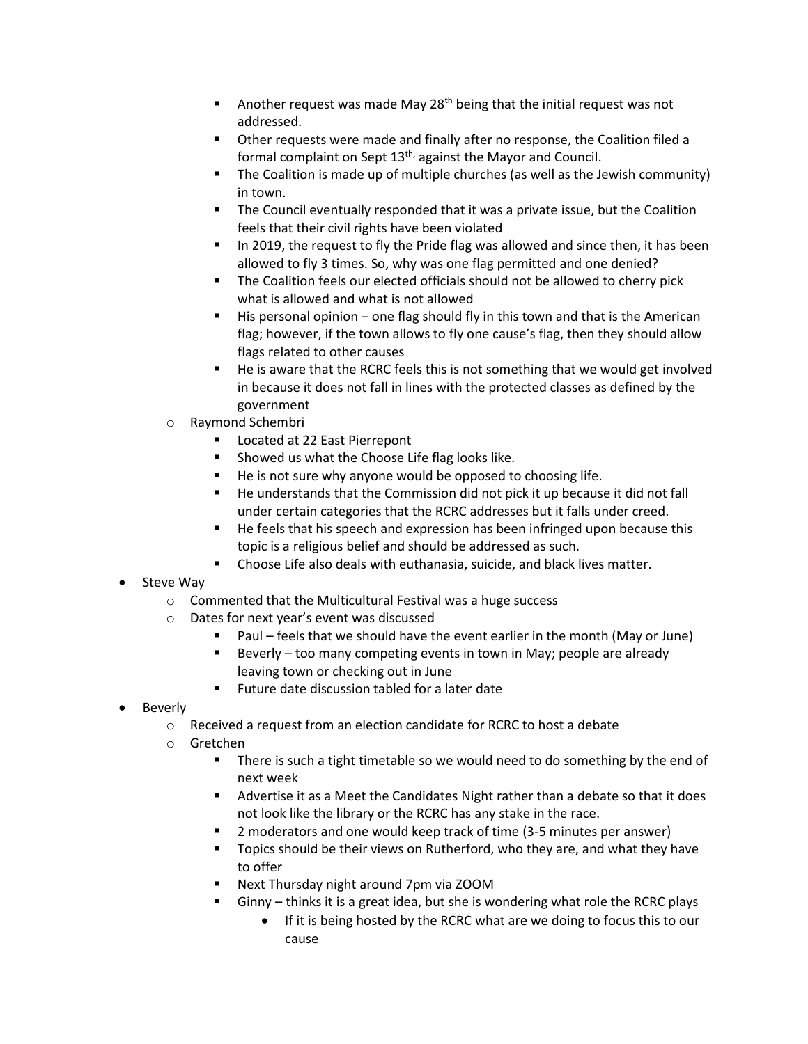- Another request was made May 28th being that the initial request was not addressed.
        - Other requests were made and finally after no response, the Coalition filed a formal complaint on Sept 13th, against the Mayor and Council.
        - The Coalition is made up of multiple churches (as well as the Jewish community) in town.
        - The Council eventually responded that it was a private issue, but the Coalition feels that their civil rights have been violated
        - In 2019, the request to fly the Pride flag was allowed and since then, it has been allowed to fly 3 times. So, why was one flag permitted and one denied?
        - The Coalition feels our elected officials should not be allowed to cherry pick what is allowed and what is not allowed
        - His personal opinion – one flag should fly in this town and that is the American flag; however, if the town allows to fly one cause's flag, then they should allow flags related to other causes
        - He is aware that the RCRC feels this is not something that we would get involved in because it does not fall in lines with the protected classes as defined by the government
    - Raymond Schembri
        - Located at 22 East Pierrepont
        - Showed us what the Choose Life flag looks like.
        - He is not sure why anyone would be opposed to choosing life.
        - He understands that the Commission did not pick it up because it did not fall under certain categories that the RCRC addresses but it falls under creed.
        - He feels that his speech and expression has been infringed upon because this topic is a religious belief and should be addressed as such.
        - Choose Life also deals with euthanasia, suicide, and black lives matter.
- Steve Way
    - Commented that the Multicultural Festival was a huge success
    - Dates for next year's event was discussed
        - Paul – feels that we should have the event earlier in the month (May or June)
        - Beverly – too many competing events in town in May; people are already leaving town or checking out in June
        - Future date discussion tabled for a later date
- Beverly
    - Received a request from an election candidate for RCRC to host a debate
    - Gretchen
        - There is such a tight timetable so we would need to do something by the end of next week
        - Advertise it as a Meet the Candidates Night rather than a debate so that it does not look like the library or the RCRC has any stake in the race.
        - 2 moderators and one would keep track of time (3-5 minutes per answer)
        - Topics should be their views on Rutherford, who they are, and what they have to offer
        - Next Thursday night around 7pm via ZOOM
        - Ginny – thinks it is a great idea, but she is wondering what role the RCRC plays
            - If it is being hosted by the RCRC what are we doing to focus this to our cause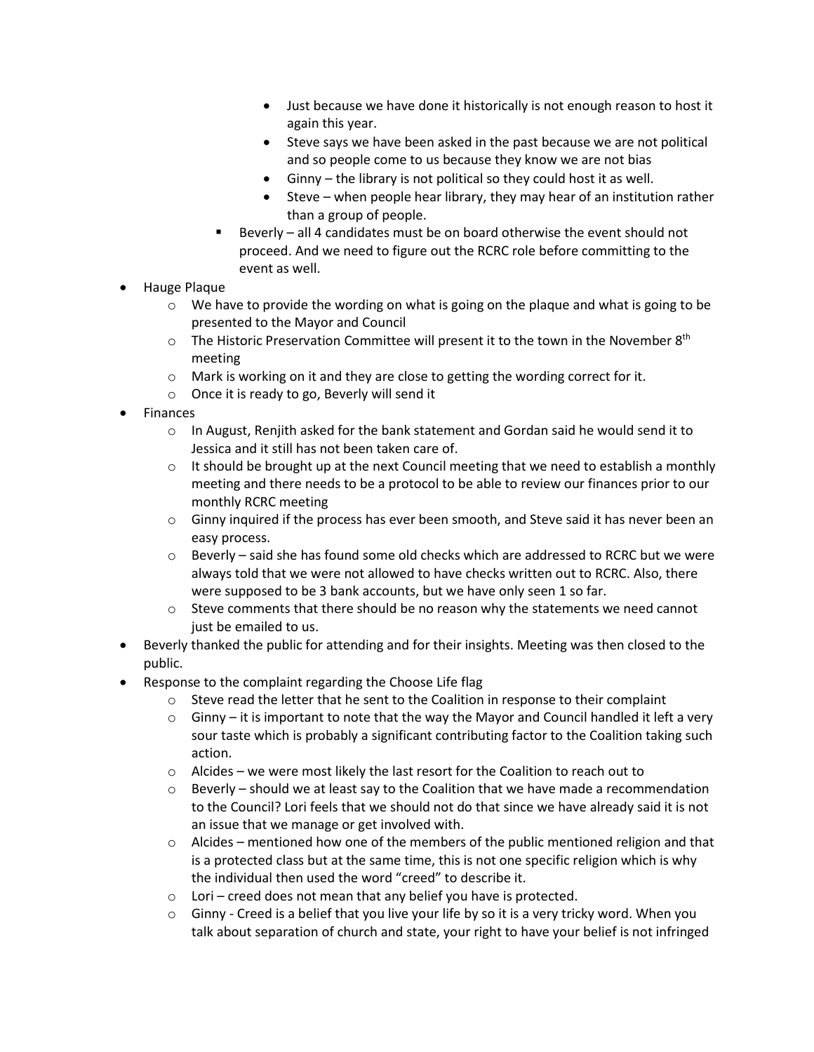- Just because we have done it historically is not enough reason to host it again this year.
        - Steve says we have been asked in the past because we are not political and so people come to us because they know we are not bias
        - Ginny – the library is not political so they could host it as well.
        - Steve – when people hear library, they may hear of an institution rather than a group of people.
    - Beverly – all 4 candidates must be on board otherwise the event should not proceed. And we need to figure out the RCRC role before committing to the event as well.
- Hauge Plaque
    - We have to provide the wording on what is going on the plaque and what is going to be presented to the Mayor and Council
    - The Historic Preservation Committee will present it to the town in the November 8th meeting
    - Mark is working on it and they are close to getting the wording correct for it.
    - Once it is ready to go, Beverly will send it
- Finances
    - In August, Renjith asked for the bank statement and Gordan said he would send it to Jessica and it still has not been taken care of.
    - It should be brought up at the next Council meeting that we need to establish a monthly meeting and there needs to be a protocol to be able to review our finances prior to our monthly RCRC meeting
    - Ginny inquired if the process has ever been smooth, and Steve said it has never been an easy process.
    - Beverly – said she has found some old checks which are addressed to RCRC but we were always told that we were not allowed to have checks written out to RCRC. Also, there were supposed to be 3 bank accounts, but we have only seen 1 so far.
    - Steve comments that there should be no reason why the statements we need cannot just be emailed to us.
- Beverly thanked the public for attending and for their insights. Meeting was then closed to the public.
- Response to the complaint regarding the Choose Life flag
    - Steve read the letter that he sent to the Coalition in response to their complaint
    - Ginny – it is important to note that the way the Mayor and Council handled it left a very sour taste which is probably a significant contributing factor to the Coalition taking such action.
    - Alcides – we were most likely the last resort for the Coalition to reach out to
    - Beverly – should we at least say to the Coalition that we have made a recommendation to the Council? Lori feels that we should not do that since we have already said it is not an issue that we manage or get involved with.
    - Alcides – mentioned how one of the members of the public mentioned religion and that is a protected class but at the same time, this is not one specific religion which is why the individual then used the word "creed" to describe it.
    - Lori – creed does not mean that any belief you have is protected.
    - Ginny - Creed is a belief that you live your life by so it is a very tricky word. When you talk about separation of church and state, your right to have your belief is not infringed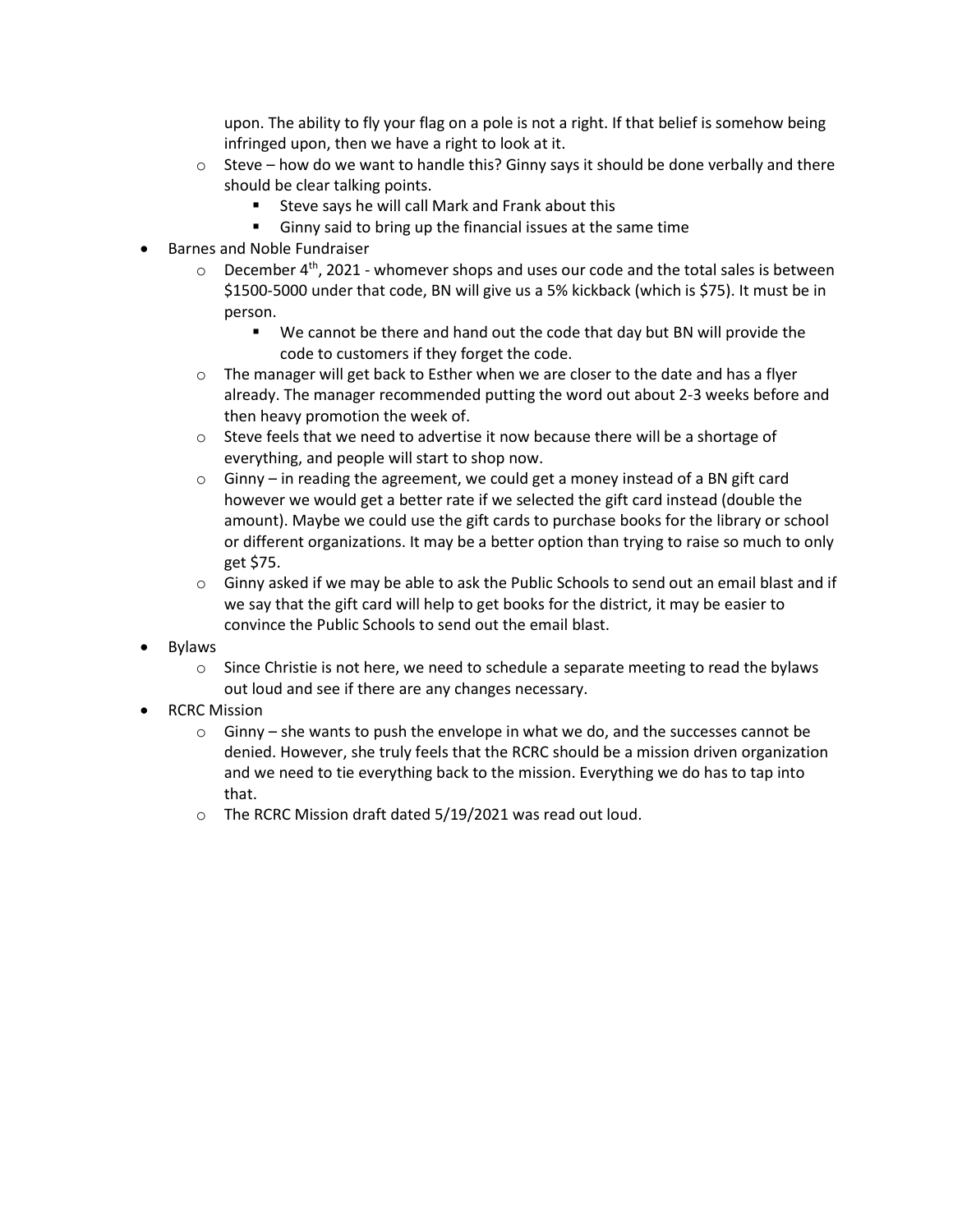upon. The ability to fly your flag on a pole is not a right. If that belief is somehow being infringed upon, then we have a right to look at it.

    - Steve – how do we want to handle this? Ginny says it should be done verbally and there should be clear talking points.
        - Steve says he will call Mark and Frank about this
        - Ginny said to bring up the financial issues at the same time

- Barnes and Noble Fundraiser
    - December 4th, 2021 - whomever shops and uses our code and the total sales is between $1500-5000 under that code, BN will give us a 5% kickback (which is $75). It must be in person.
        - We cannot be there and hand out the code that day but BN will provide the code to customers if they forget the code.
    - The manager will get back to Esther when we are closer to the date and has a flyer already. The manager recommended putting the word out about 2-3 weeks before and then heavy promotion the week of.
    - Steve feels that we need to advertise it now because there will be a shortage of everything, and people will start to shop now.
    - Ginny – in reading the agreement, we could get a money instead of a BN gift card however we would get a better rate if we selected the gift card instead (double the amount). Maybe we could use the gift cards to purchase books for the library or school or different organizations. It may be a better option than trying to raise so much to only get $75.
    - Ginny asked if we may be able to ask the Public Schools to send out an email blast and if we say that the gift card will help to get books for the district, it may be easier to convince the Public Schools to send out the email blast.
- Bylaws
    - Since Christie is not here, we need to schedule a separate meeting to read the bylaws out loud and see if there are any changes necessary.
- RCRC Mission
    - Ginny – she wants to push the envelope in what we do, and the successes cannot be denied. However, she truly feels that the RCRC should be a mission driven organization and we need to tie everything back to the mission. Everything we do has to tap into that.
    - The RCRC Mission draft dated 5/19/2021 was read out loud.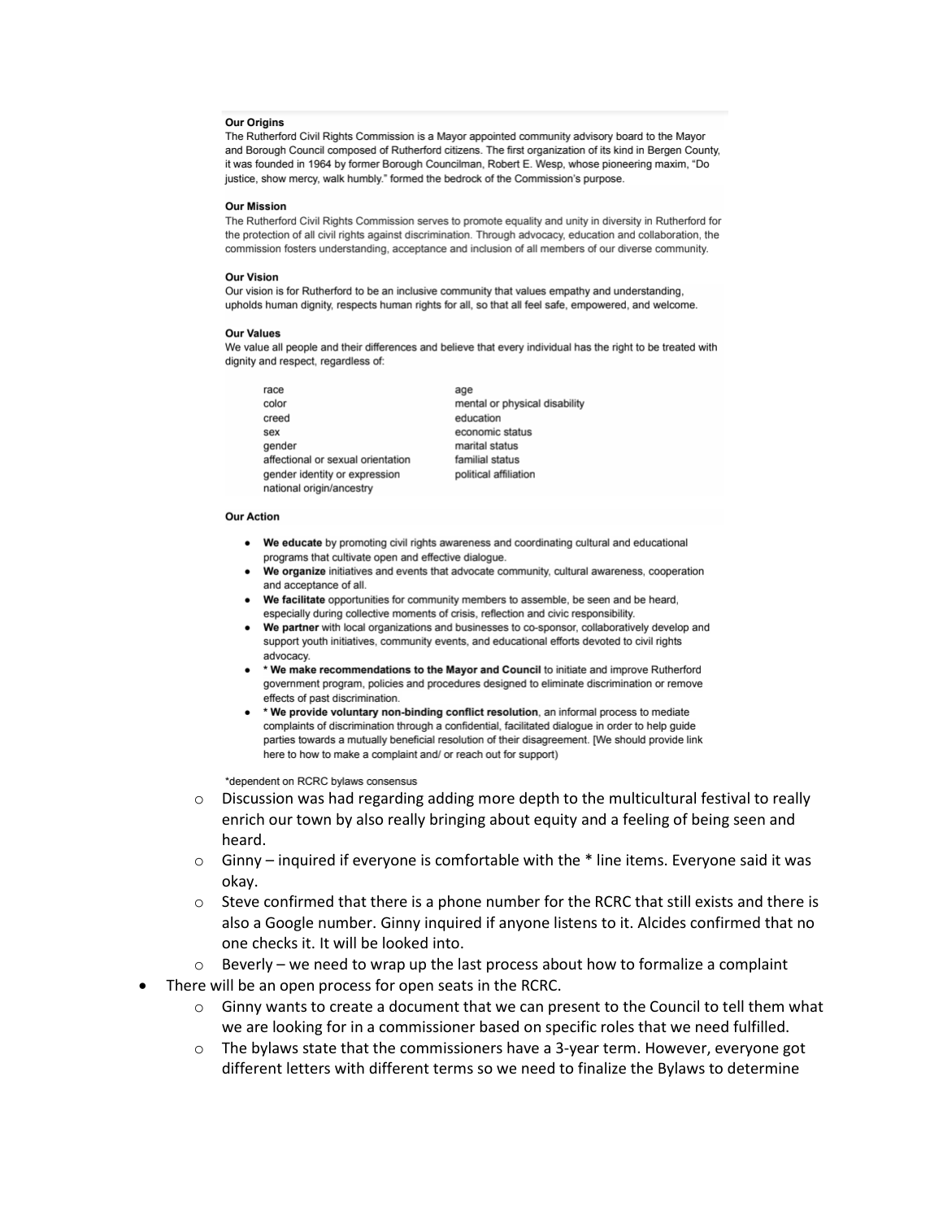**Our Origins**

The Rutherford Civil Rights Commission is a Mayor appointed community advisory board to the Mayor and Borough Council composed of Rutherford citizens. The first organization of its kind in Bergen County, it was founded in 1964 by former Borough Councilman, Robert E. Wesp, whose pioneering maxim, "Do justice, show mercy, walk humbly." formed the bedrock of the Commission's purpose.

**Our Mission**

The Rutherford Civil Rights Commission serves to promote equality and unity in diversity in Rutherford for the protection of all civil rights against discrimination. Through advocacy, education and collaboration, the commission fosters understanding, acceptance and inclusion of all members of our diverse community.

**Our Vision**

Our vision is for Rutherford to be an inclusive community that values empathy and understanding, upholds human dignity, respects human rights for all, so that all feel safe, empowered, and welcome.

**Our Values**

We value all people and their differences and believe that every individual has the right to be treated with dignity and respect, regardless of:

| | |
|---|---|
| race | age |
| color | mental or physical disability |
| creed | education |
| sex | economic status |
| gender | marital status |
| affectional or sexual orientation | familial status |
| gender identity or expression | political affiliation |
| national origin/ancestry | |

**Our Action**

- **We educate** by promoting civil rights awareness and coordinating cultural and educational programs that cultivate open and effective dialogue.
- **We organize** initiatives and events that advocate community, cultural awareness, cooperation and acceptance of all.
- **We facilitate** opportunities for community members to assemble, be seen and be heard, especially during collective moments of crisis, reflection and civic responsibility.
- **We partner** with local organizations and businesses to co-sponsor, collaboratively develop and support youth initiatives, community events, and educational efforts devoted to civil rights advocacy.
- **\* We make recommendations to the Mayor and Council** to initiate and improve Rutherford government program, policies and procedures designed to eliminate discrimination or remove effects of past discrimination.
- **\* We provide voluntary non-binding conflict resolution**, an informal process to mediate complaints of discrimination through a confidential, facilitated dialogue in order to help guide parties towards a mutually beneficial resolution of their disagreement. [We should provide link here to how to make a complaint and/ or reach out for support)

\*dependent on RCRC bylaws consensus

  - Discussion was had regarding adding more depth to the multicultural festival to really enrich our town by also really bringing about equity and a feeling of being seen and heard.
  - Ginny – inquired if everyone is comfortable with the * line items. Everyone said it was okay.
  - Steve confirmed that there is a phone number for the RCRC that still exists and there is also a Google number. Ginny inquired if anyone listens to it. Alcides confirmed that no one checks it. It will be looked into.
  - Beverly – we need to wrap up the last process about how to formalize a complaint
- There will be an open process for open seats in the RCRC.
  - Ginny wants to create a document that we can present to the Council to tell them what we are looking for in a commissioner based on specific roles that we need fulfilled.
  - The bylaws state that the commissioners have a 3-year term. However, everyone got different letters with different terms so we need to finalize the Bylaws to determine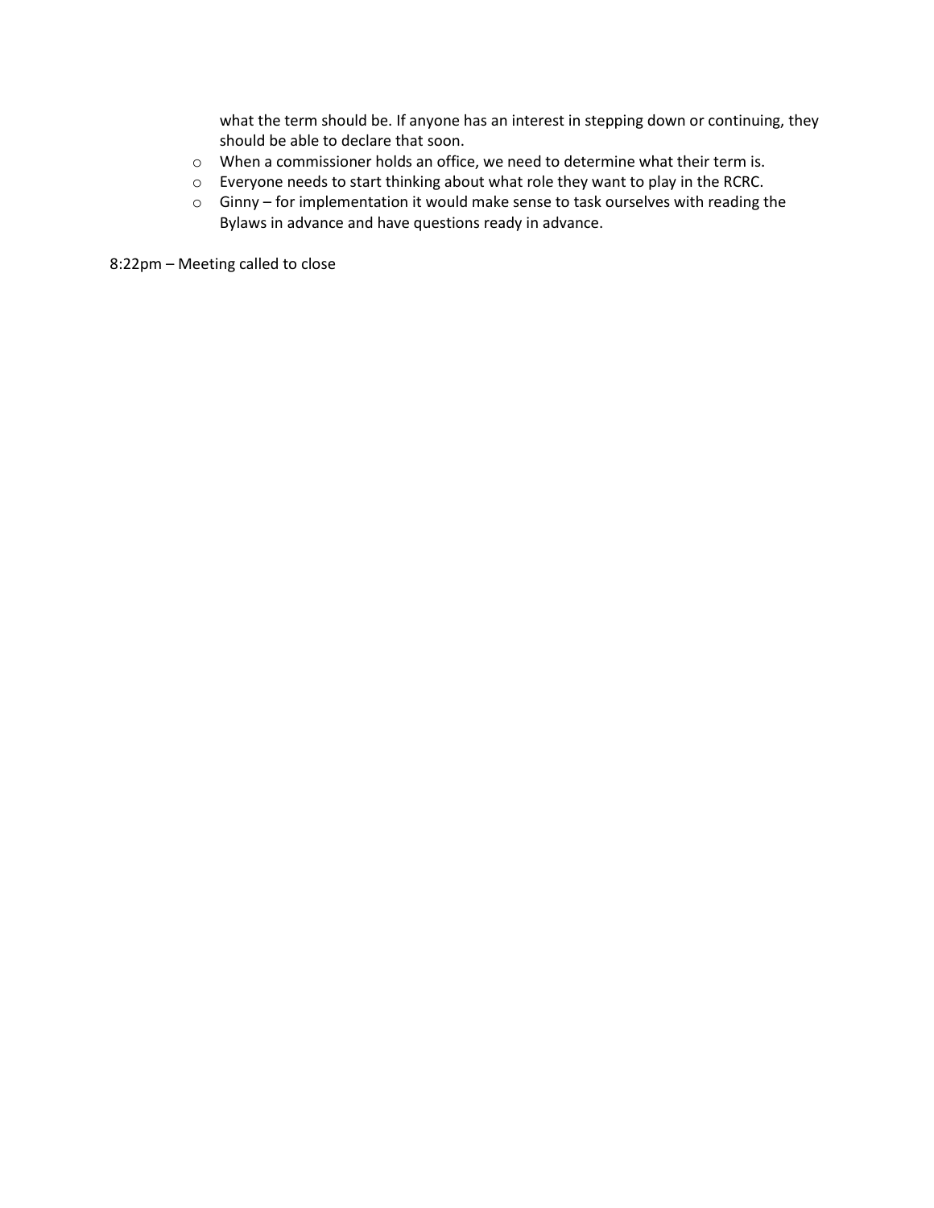what the term should be. If anyone has an interest in stepping down or continuing, they should be able to declare that soon.

- When a commissioner holds an office, we need to determine what their term is.
- Everyone needs to start thinking about what role they want to play in the RCRC.
- Ginny – for implementation it would make sense to task ourselves with reading the Bylaws in advance and have questions ready in advance.

8:22pm – Meeting called to close